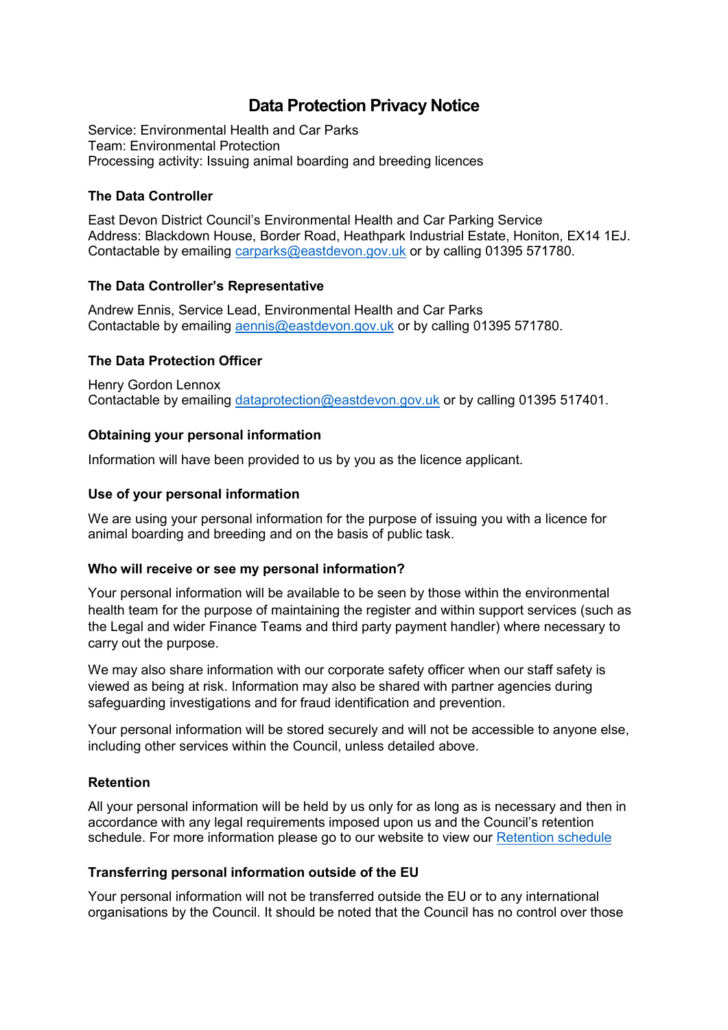# Data Protection Privacy Notice

Service: Environmental Health and Car Parks
Team: Environmental Protection
Processing activity: Issuing animal boarding and breeding licences

### The Data Controller

East Devon District Council's Environmental Health and Car Parking Service
Address: Blackdown House, Border Road, Heathpark Industrial Estate, Honiton, EX14 1EJ.
Contactable by emailing carparks@eastdevon.gov.uk or by calling 01395 571780.

### The Data Controller's Representative

Andrew Ennis, Service Lead, Environmental Health and Car Parks
Contactable by emailing aennis@eastdevon.gov.uk or by calling 01395 571780.

### The Data Protection Officer

Henry Gordon Lennox
Contactable by emailing dataprotection@eastdevon.gov.uk or by calling 01395 517401.

### Obtaining your personal information

Information will have been provided to us by you as the licence applicant.

### Use of your personal information

We are using your personal information for the purpose of issuing you with a licence for animal boarding and breeding and on the basis of public task.

### Who will receive or see my personal information?

Your personal information will be available to be seen by those within the environmental health team for the purpose of maintaining the register and within support services (such as the Legal and wider Finance Teams and third party payment handler) where necessary to carry out the purpose.

We may also share information with our corporate safety officer when our staff safety is viewed as being at risk. Information may also be shared with partner agencies during safeguarding investigations and for fraud identification and prevention.

Your personal information will be stored securely and will not be accessible to anyone else, including other services within the Council, unless detailed above.

### Retention

All your personal information will be held by us only for as long as is necessary and then in accordance with any legal requirements imposed upon us and the Council's retention schedule. For more information please go to our website to view our Retention schedule

### Transferring personal information outside of the EU

Your personal information will not be transferred outside the EU or to any international organisations by the Council. It should be noted that the Council has no control over those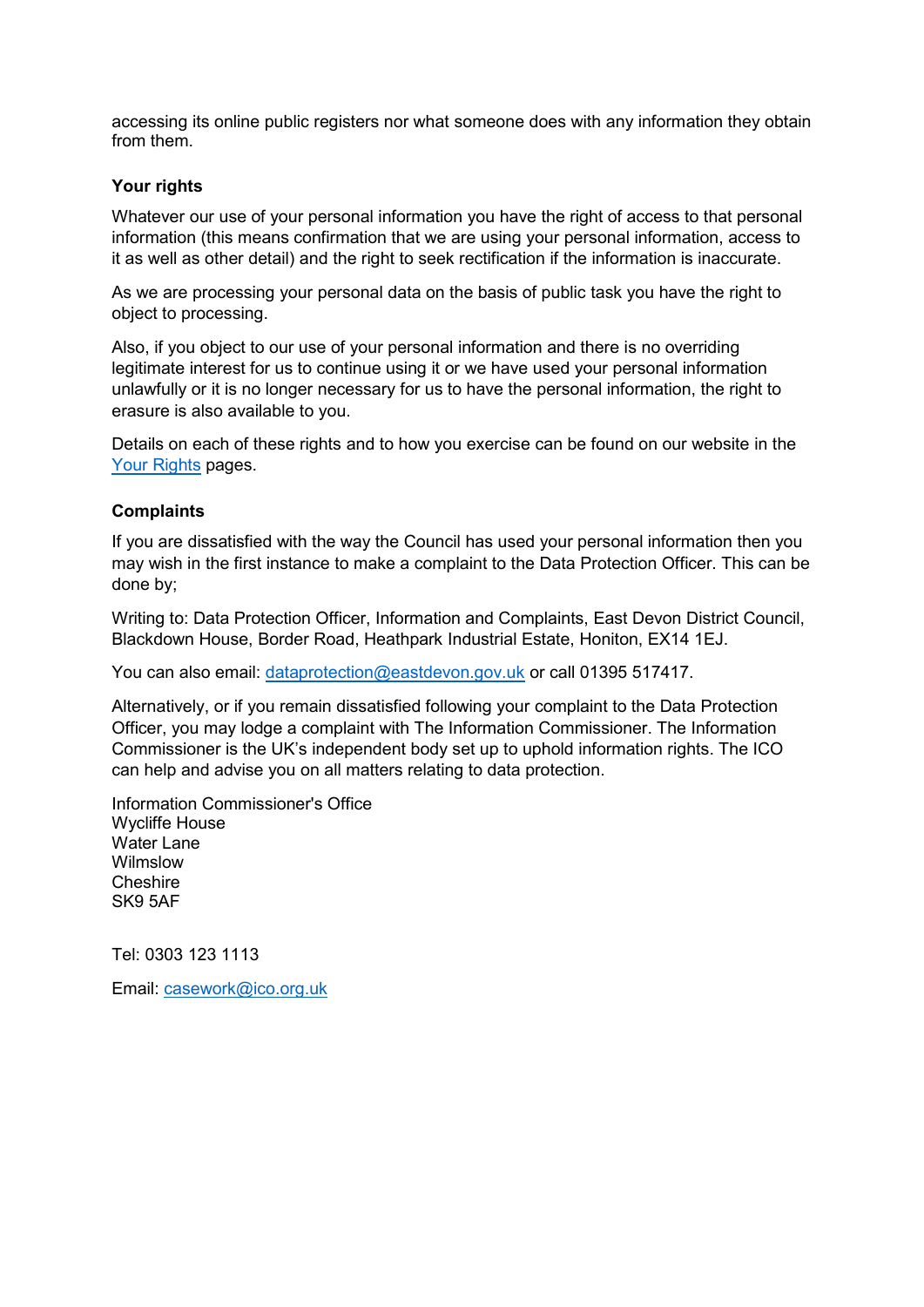accessing its online public registers nor what someone does with any information they obtain from them.

**Your rights**

Whatever our use of your personal information you have the right of access to that personal information (this means confirmation that we are using your personal information, access to it as well as other detail) and the right to seek rectification if the information is inaccurate.

As we are processing your personal data on the basis of public task you have the right to object to processing.

Also, if you object to our use of your personal information and there is no overriding legitimate interest for us to continue using it or we have used your personal information unlawfully or it is no longer necessary for us to have the personal information, the right to erasure is also available to you.

Details on each of these rights and to how you exercise can be found on our website in the [Your Rights] pages.

**Complaints**

If you are dissatisfied with the way the Council has used your personal information then you may wish in the first instance to make a complaint to the Data Protection Officer. This can be done by;

Writing to: Data Protection Officer, Information and Complaints, East Devon District Council, Blackdown House, Border Road, Heathpark Industrial Estate, Honiton, EX14 1EJ.

You can also email: dataprotection@eastdevon.gov.uk or call 01395 517417.

Alternatively, or if you remain dissatisfied following your complaint to the Data Protection Officer, you may lodge a complaint with The Information Commissioner. The Information Commissioner is the UK's independent body set up to uphold information rights. The ICO can help and advise you on all matters relating to data protection.

Information Commissioner's Office
Wycliffe House
Water Lane
Wilmslow
Cheshire
SK9 5AF

Tel: 0303 123 1113

Email: casework@ico.org.uk